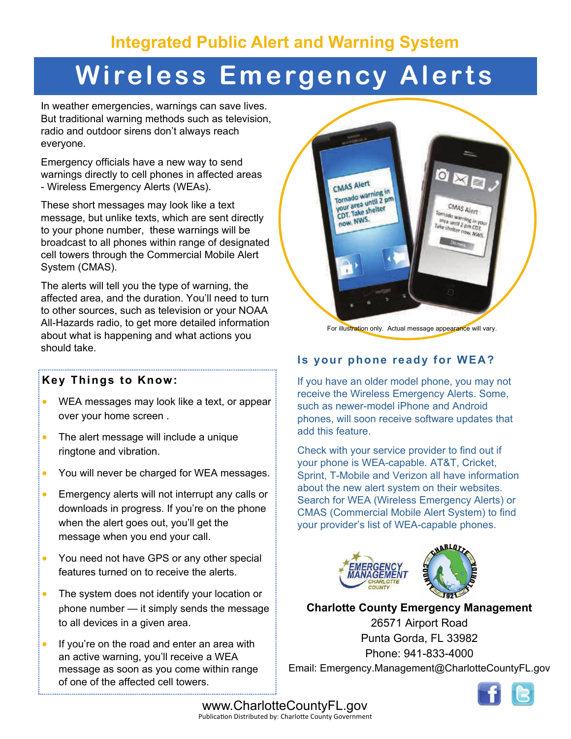## Integrated Public Alert and Warning System

# Wireless Emergency Alerts

In weather emergencies, warnings can save lives. But traditional warning methods such as television, radio and outdoor sirens don't always reach everyone.

Emergency officials have a new way to send warnings directly to cell phones in affected areas - Wireless Emergency Alerts (WEAs).

These short messages may look like a text message, but unlike texts, which are sent directly to your phone number, these warnings will be broadcast to all phones within range of designated cell towers through the Commercial Mobile Alert System (CMAS).

The alerts will tell you the type of warning, the affected area, and the duration. You'll need to turn to other sources, such as television or your NOAA All-Hazards radio, to get more detailed information about what is happening and what actions you should take.

For illustration only. Actual message appearance will vary.

### Key Things to Know:

- WEA messages may look like a text, or appear over your home screen .
- The alert message will include a unique ringtone and vibration.
- You will never be charged for WEA messages.
- Emergency alerts will not interrupt any calls or downloads in progress. If you're on the phone when the alert goes out, you'll get the message when you end your call.
- You need not have GPS or any other special features turned on to receive the alerts.
- The system does not identify your location or phone number — it simply sends the message to all devices in a given area.
- If you're on the road and enter an area with an active warning, you'll receive a WEA message as soon as you come within range of one of the affected cell towers.

### Is your phone ready for WEA?

If you have an older model phone, you may not receive the Wireless Emergency Alerts. Some, such as newer-model iPhone and Android phones, will soon receive software updates that add this feature.

Check with your service provider to find out if your phone is WEA-capable. AT&T, Cricket, Sprint, T-Mobile and Verizon all have information about the new alert system on their websites. Search for WEA (Wireless Emergency Alerts) or CMAS (Commercial Mobile Alert System) to find your provider's list of WEA-capable phones.

**Charlotte County Emergency Management**
26571 Airport Road
Punta Gorda, FL 33982
Phone: 941-833-4000
Email: Emergency.Management@CharlotteCountyFL.gov

www.CharlotteCountyFL.gov
Publication Distributed by: Charlotte County Government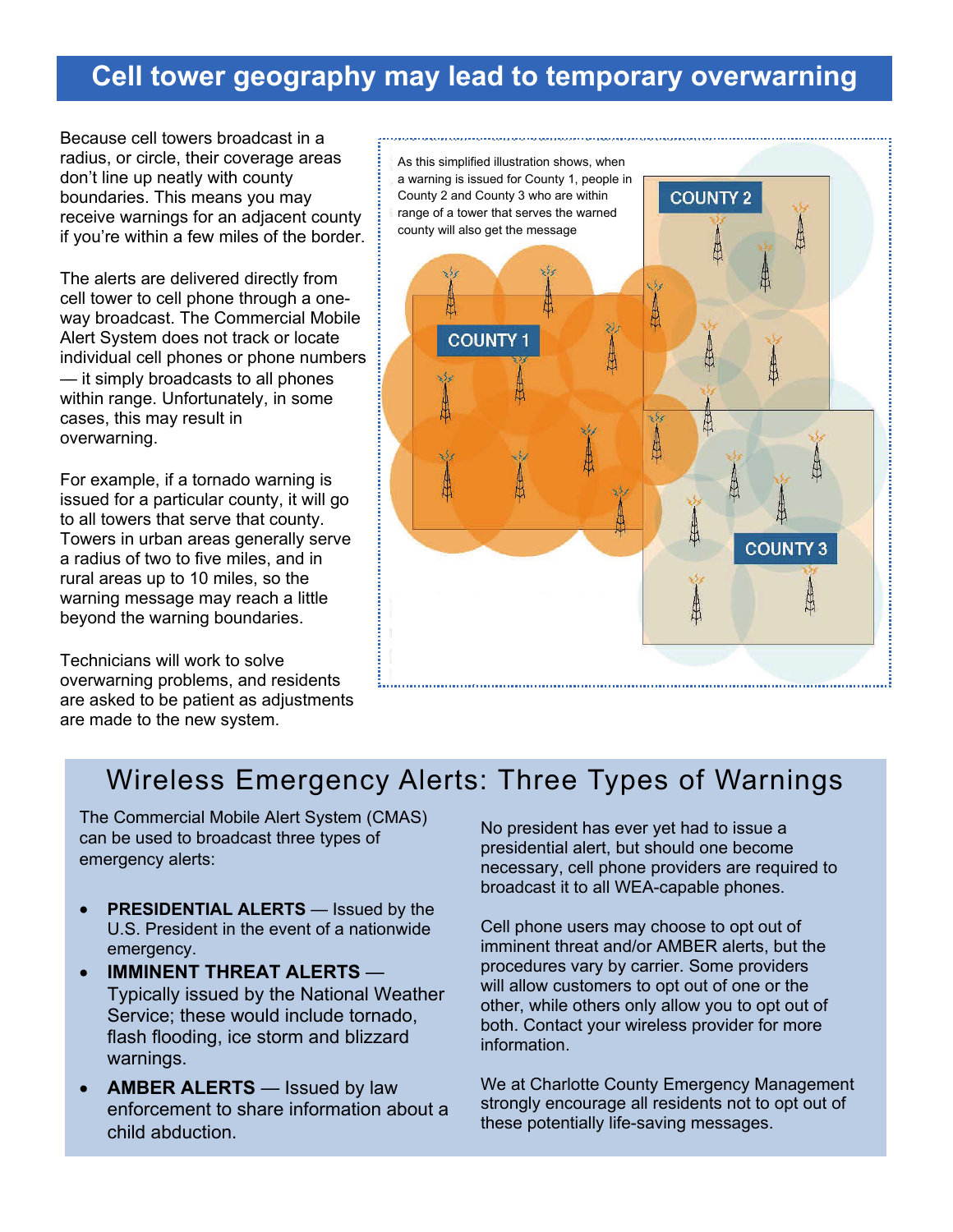## Cell tower geography may lead to temporary overwarning

Because cell towers broadcast in a radius, or circle, their coverage areas don't line up neatly with county boundaries. This means you may receive warnings for an adjacent county if you're within a few miles of the border.

The alerts are delivered directly from cell tower to cell phone through a one-way broadcast. The Commercial Mobile Alert System does not track or locate individual cell phones or phone numbers — it simply broadcasts to all phones within range. Unfortunately, in some cases, this may result in overwarning.

For example, if a tornado warning is issued for a particular county, it will go to all towers that serve that county. Towers in urban areas generally serve a radius of two to five miles, and in rural areas up to 10 miles, so the warning message may reach a little beyond the warning boundaries.

Technicians will work to solve overwarning problems, and residents are asked to be patient as adjustments are made to the new system.

As this simplified illustration shows, when a warning is issued for County 1, people in County 2 and County 3 who are within range of a tower that serves the warned county will also get the message

COUNTY 1

COUNTY 2

COUNTY 3

## Wireless Emergency Alerts: Three Types of Warnings

The Commercial Mobile Alert System (CMAS) can be used to broadcast three types of emergency alerts:

- **PRESIDENTIAL ALERTS** — Issued by the U.S. President in the event of a nationwide emergency.
- **IMMINENT THREAT ALERTS** — Typically issued by the National Weather Service; these would include tornado, flash flooding, ice storm and blizzard warnings.
- **AMBER ALERTS** — Issued by law enforcement to share information about a child abduction.

No president has ever yet had to issue a presidential alert, but should one become necessary, cell phone providers are required to broadcast it to all WEA-capable phones.

Cell phone users may choose to opt out of imminent threat and/or AMBER alerts, but the procedures vary by carrier. Some providers will allow customers to opt out of one or the other, while others only allow you to opt out of both. Contact your wireless provider for more information.

We at Charlotte County Emergency Management strongly encourage all residents not to opt out of these potentially life-saving messages.